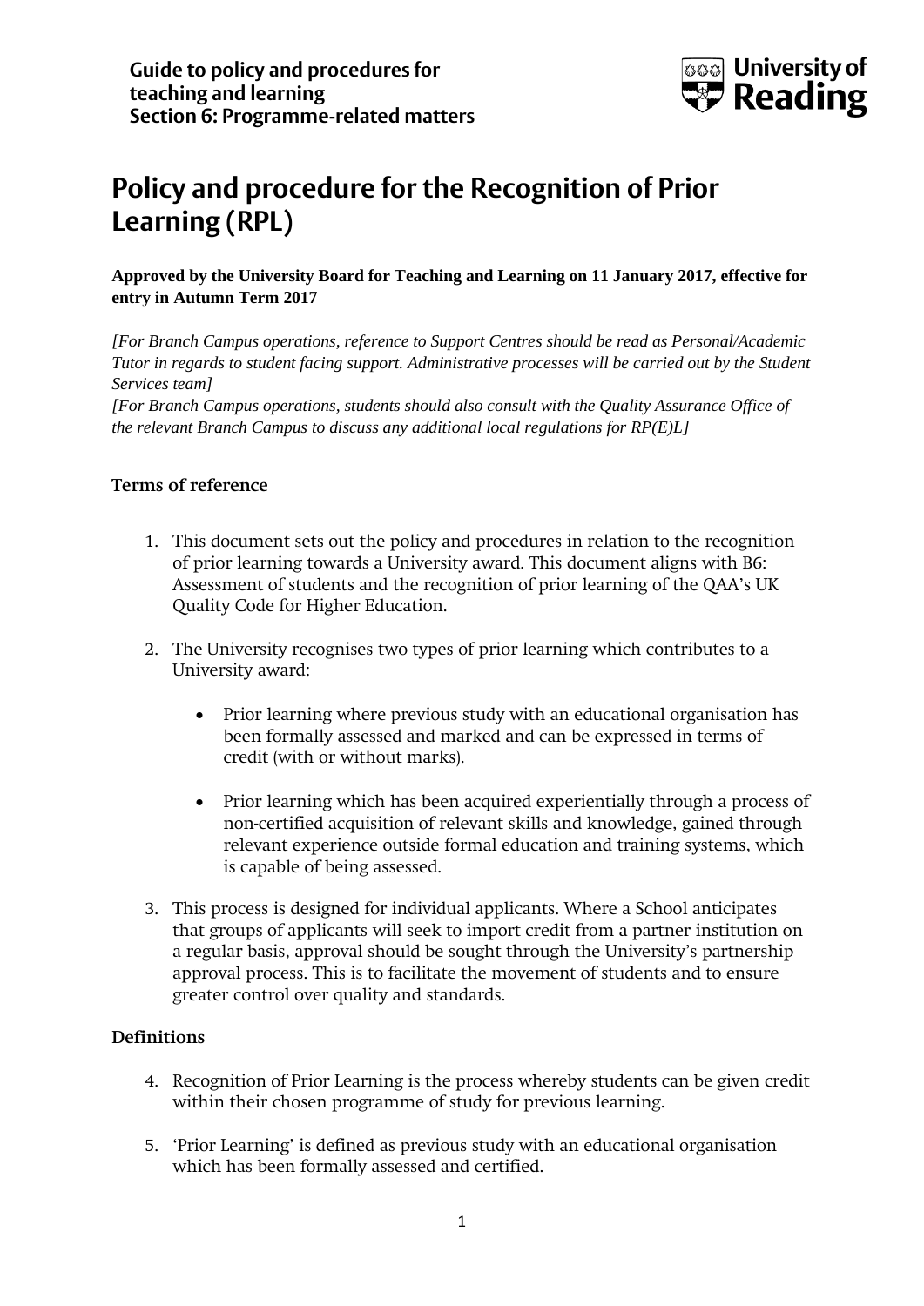**Guide to policy and procedures for teaching and learning**
**Section 6: Programme-related matters**

# Policy and procedure for the Recognition of Prior Learning (RPL)

**Approved by the University Board for Teaching and Learning on 11 January 2017, effective for entry in Autumn Term 2017**

*[For Branch Campus operations, reference to Support Centres should be read as Personal/Academic Tutor in regards to student facing support. Administrative processes will be carried out by the Student Services team]*

*[For Branch Campus operations, students should also consult with the Quality Assurance Office of the relevant Branch Campus to discuss any additional local regulations for RP(E)L]*

### Terms of reference

1. This document sets out the policy and procedures in relation to the recognition of prior learning towards a University award. This document aligns with B6: Assessment of students and the recognition of prior learning of the QAA's UK Quality Code for Higher Education.

2. The University recognises two types of prior learning which contributes to a University award:

   - Prior learning where previous study with an educational organisation has been formally assessed and marked and can be expressed in terms of credit (with or without marks).

   - Prior learning which has been acquired experientially through a process of non-certified acquisition of relevant skills and knowledge, gained through relevant experience outside formal education and training systems, which is capable of being assessed.

3. This process is designed for individual applicants. Where a School anticipates that groups of applicants will seek to import credit from a partner institution on a regular basis, approval should be sought through the University's partnership approval process. This is to facilitate the movement of students and to ensure greater control over quality and standards.

### Definitions

4. Recognition of Prior Learning is the process whereby students can be given credit within their chosen programme of study for previous learning.

5. 'Prior Learning' is defined as previous study with an educational organisation which has been formally assessed and certified.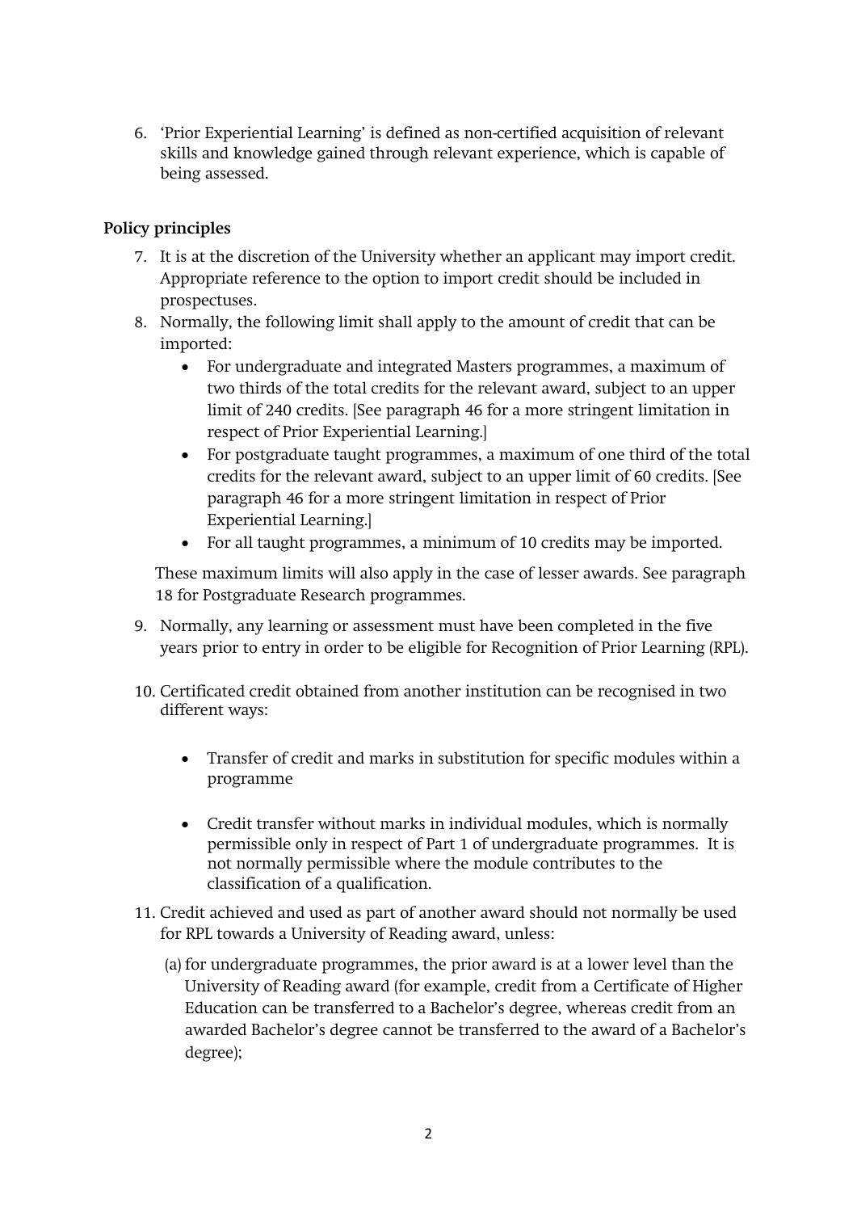6. 'Prior Experiential Learning' is defined as non-certified acquisition of relevant skills and knowledge gained through relevant experience, which is capable of being assessed.

## Policy principles

7. It is at the discretion of the University whether an applicant may import credit. Appropriate reference to the option to import credit should be included in prospectuses.
8. Normally, the following limit shall apply to the amount of credit that can be imported:
   - For undergraduate and integrated Masters programmes, a maximum of two thirds of the total credits for the relevant award, subject to an upper limit of 240 credits. [See paragraph 46 for a more stringent limitation in respect of Prior Experiential Learning.]
   - For postgraduate taught programmes, a maximum of one third of the total credits for the relevant award, subject to an upper limit of 60 credits. [See paragraph 46 for a more stringent limitation in respect of Prior Experiential Learning.]
   - For all taught programmes, a minimum of 10 credits may be imported.

   These maximum limits will also apply in the case of lesser awards. See paragraph 18 for Postgraduate Research programmes.

9. Normally, any learning or assessment must have been completed in the five years prior to entry in order to be eligible for Recognition of Prior Learning (RPL).

10. Certificated credit obtained from another institution can be recognised in two different ways:

    - Transfer of credit and marks in substitution for specific modules within a programme

    - Credit transfer without marks in individual modules, which is normally permissible only in respect of Part 1 of undergraduate programmes. It is not normally permissible where the module contributes to the classification of a qualification.

11. Credit achieved and used as part of another award should not normally be used for RPL towards a University of Reading award, unless:

    (a) for undergraduate programmes, the prior award is at a lower level than the University of Reading award (for example, credit from a Certificate of Higher Education can be transferred to a Bachelor's degree, whereas credit from an awarded Bachelor's degree cannot be transferred to the award of a Bachelor's degree);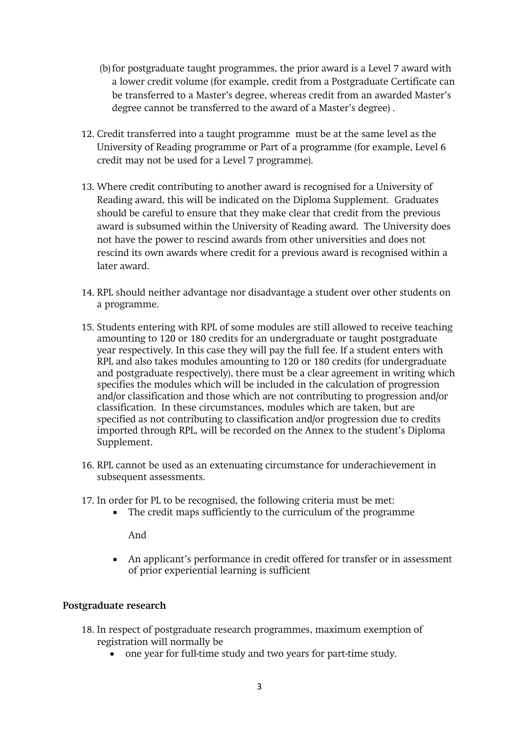(b) for postgraduate taught programmes, the prior award is a Level 7 award with a lower credit volume (for example, credit from a Postgraduate Certificate can be transferred to a Master's degree, whereas credit from an awarded Master's degree cannot be transferred to the award of a Master's degree) .

12. Credit transferred into a taught programme must be at the same level as the University of Reading programme or Part of a programme (for example, Level 6 credit may not be used for a Level 7 programme).

13. Where credit contributing to another award is recognised for a University of Reading award, this will be indicated on the Diploma Supplement. Graduates should be careful to ensure that they make clear that credit from the previous award is subsumed within the University of Reading award. The University does not have the power to rescind awards from other universities and does not rescind its own awards where credit for a previous award is recognised within a later award.

14. RPL should neither advantage nor disadvantage a student over other students on a programme.

15. Students entering with RPL of some modules are still allowed to receive teaching amounting to 120 or 180 credits for an undergraduate or taught postgraduate year respectively. In this case they will pay the full fee. If a student enters with RPL and also takes modules amounting to 120 or 180 credits (for undergraduate and postgraduate respectively), there must be a clear agreement in writing which specifies the modules which will be included in the calculation of progression and/or classification and those which are not contributing to progression and/or classification. In these circumstances, modules which are taken, but are specified as not contributing to classification and/or progression due to credits imported through RPL, will be recorded on the Annex to the student's Diploma Supplement.

16. RPL cannot be used as an extenuating circumstance for underachievement in subsequent assessments.

17. In order for PL to be recognised, the following criteria must be met:
    - The credit maps sufficiently to the curriculum of the programme

      And

    - An applicant's performance in credit offered for transfer or in assessment of prior experiential learning is sufficient

**Postgraduate research**

18. In respect of postgraduate research programmes, maximum exemption of registration will normally be
    - one year for full-time study and two years for part-time study.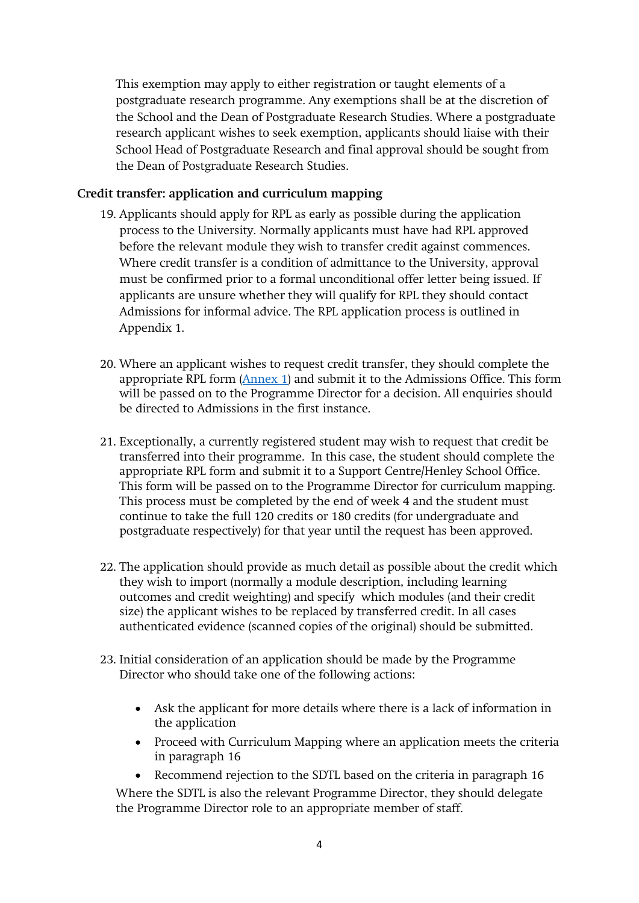This exemption may apply to either registration or taught elements of a postgraduate research programme. Any exemptions shall be at the discretion of the School and the Dean of Postgraduate Research Studies. Where a postgraduate research applicant wishes to seek exemption, applicants should liaise with their School Head of Postgraduate Research and final approval should be sought from the Dean of Postgraduate Research Studies.

**Credit transfer: application and curriculum mapping**

19. Applicants should apply for RPL as early as possible during the application process to the University. Normally applicants must have had RPL approved before the relevant module they wish to transfer credit against commences. Where credit transfer is a condition of admittance to the University, approval must be confirmed prior to a formal unconditional offer letter being issued. If applicants are unsure whether they will qualify for RPL they should contact Admissions for informal advice. The RPL application process is outlined in Appendix 1.

20. Where an applicant wishes to request credit transfer, they should complete the appropriate RPL form (Annex 1) and submit it to the Admissions Office. This form will be passed on to the Programme Director for a decision. All enquiries should be directed to Admissions in the first instance.

21. Exceptionally, a currently registered student may wish to request that credit be transferred into their programme. In this case, the student should complete the appropriate RPL form and submit it to a Support Centre/Henley School Office. This form will be passed on to the Programme Director for curriculum mapping. This process must be completed by the end of week 4 and the student must continue to take the full 120 credits or 180 credits (for undergraduate and postgraduate respectively) for that year until the request has been approved.

22. The application should provide as much detail as possible about the credit which they wish to import (normally a module description, including learning outcomes and credit weighting) and specify which modules (and their credit size) the applicant wishes to be replaced by transferred credit. In all cases authenticated evidence (scanned copies of the original) should be submitted.

23. Initial consideration of an application should be made by the Programme Director who should take one of the following actions:

    - Ask the applicant for more details where there is a lack of information in the application
    - Proceed with Curriculum Mapping where an application meets the criteria in paragraph 16
    - Recommend rejection to the SDTL based on the criteria in paragraph 16

    Where the SDTL is also the relevant Programme Director, they should delegate the Programme Director role to an appropriate member of staff.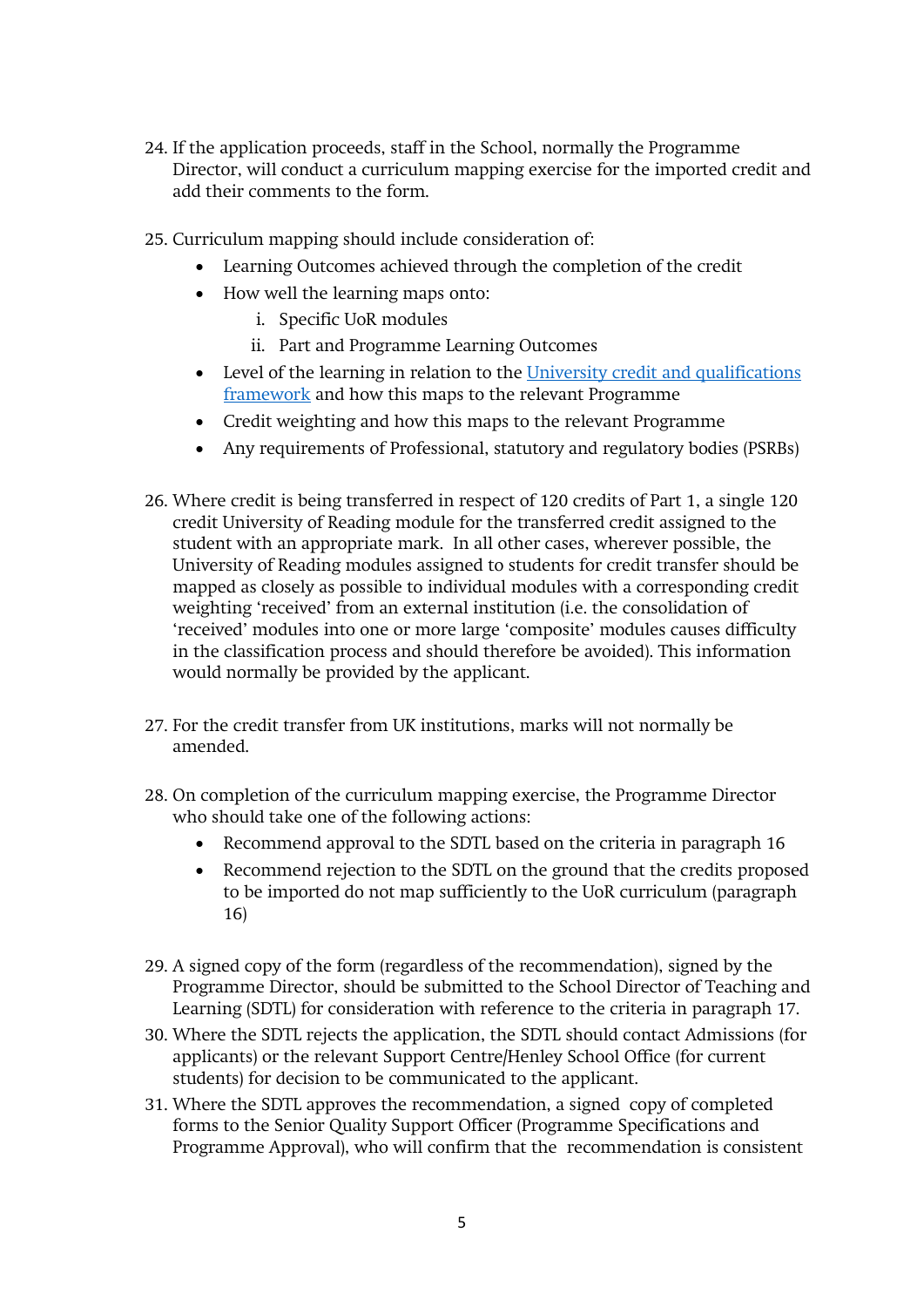24. If the application proceeds, staff in the School, normally the Programme Director, will conduct a curriculum mapping exercise for the imported credit and add their comments to the form.

25. Curriculum mapping should include consideration of:
    - Learning Outcomes achieved through the completion of the credit
    - How well the learning maps onto:
        1. Specific UoR modules
        2. Part and Programme Learning Outcomes
    - Level of the learning in relation to the [University credit and qualifications framework]() and how this maps to the relevant Programme
    - Credit weighting and how this maps to the relevant Programme
    - Any requirements of Professional, statutory and regulatory bodies (PSRBs)

26. Where credit is being transferred in respect of 120 credits of Part 1, a single 120 credit University of Reading module for the transferred credit assigned to the student with an appropriate mark. In all other cases, wherever possible, the University of Reading modules assigned to students for credit transfer should be mapped as closely as possible to individual modules with a corresponding credit weighting 'received' from an external institution (i.e. the consolidation of 'received' modules into one or more large 'composite' modules causes difficulty in the classification process and should therefore be avoided). This information would normally be provided by the applicant.

27. For the credit transfer from UK institutions, marks will not normally be amended.

28. On completion of the curriculum mapping exercise, the Programme Director who should take one of the following actions:
    - Recommend approval to the SDTL based on the criteria in paragraph 16
    - Recommend rejection to the SDTL on the ground that the credits proposed to be imported do not map sufficiently to the UoR curriculum (paragraph 16)

29. A signed copy of the form (regardless of the recommendation), signed by the Programme Director, should be submitted to the School Director of Teaching and Learning (SDTL) for consideration with reference to the criteria in paragraph 17.

30. Where the SDTL rejects the application, the SDTL should contact Admissions (for applicants) or the relevant Support Centre/Henley School Office (for current students) for decision to be communicated to the applicant.

31. Where the SDTL approves the recommendation, a signed copy of completed forms to the Senior Quality Support Officer (Programme Specifications and Programme Approval), who will confirm that the recommendation is consistent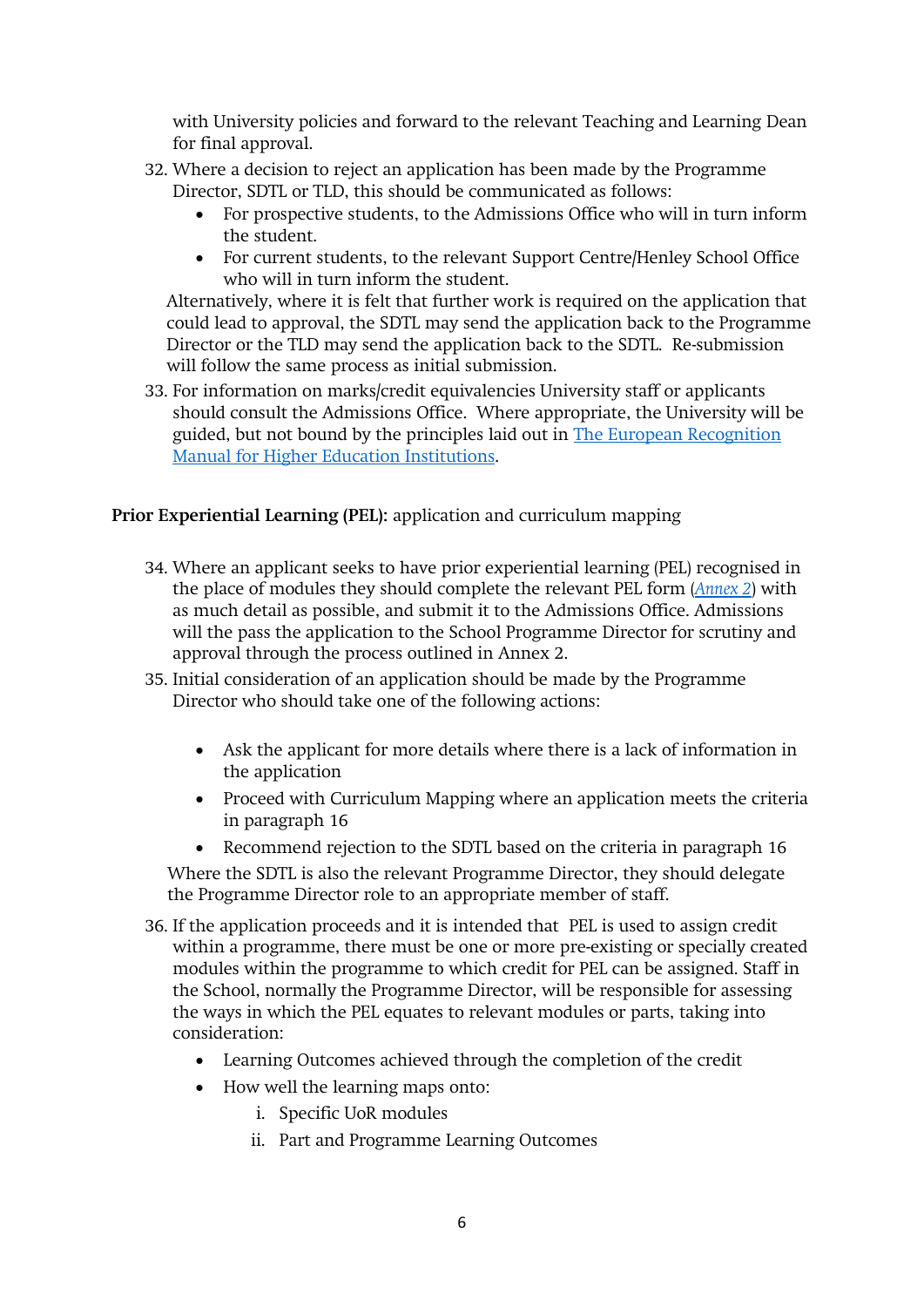with University policies and forward to the relevant Teaching and Learning Dean for final approval.

32. Where a decision to reject an application has been made by the Programme Director, SDTL or TLD, this should be communicated as follows:
    - For prospective students, to the Admissions Office who will in turn inform the student.
    - For current students, to the relevant Support Centre/Henley School Office who will in turn inform the student.

    Alternatively, where it is felt that further work is required on the application that could lead to approval, the SDTL may send the application back to the Programme Director or the TLD may send the application back to the SDTL. Re-submission will follow the same process as initial submission.
33. For information on marks/credit equivalencies University staff or applicants should consult the Admissions Office. Where appropriate, the University will be guided, but not bound by the principles laid out in [The European Recognition Manual for Higher Education Institutions](#).

**Prior Experiential Learning (PEL):** application and curriculum mapping

34. Where an applicant seeks to have prior experiential learning (PEL) recognised in the place of modules they should complete the relevant PEL form (*[Annex 2](#)*) with as much detail as possible, and submit it to the Admissions Office. Admissions will the pass the application to the School Programme Director for scrutiny and approval through the process outlined in Annex 2.
35. Initial consideration of an application should be made by the Programme Director who should take one of the following actions:
    - Ask the applicant for more details where there is a lack of information in the application
    - Proceed with Curriculum Mapping where an application meets the criteria in paragraph 16
    - Recommend rejection to the SDTL based on the criteria in paragraph 16

    Where the SDTL is also the relevant Programme Director, they should delegate the Programme Director role to an appropriate member of staff.
36. If the application proceeds and it is intended that PEL is used to assign credit within a programme, there must be one or more pre-existing or specially created modules within the programme to which credit for PEL can be assigned. Staff in the School, normally the Programme Director, will be responsible for assessing the ways in which the PEL equates to relevant modules or parts, taking into consideration:
    - Learning Outcomes achieved through the completion of the credit
    - How well the learning maps onto:
        1. Specific UoR modules
        2. Part and Programme Learning Outcomes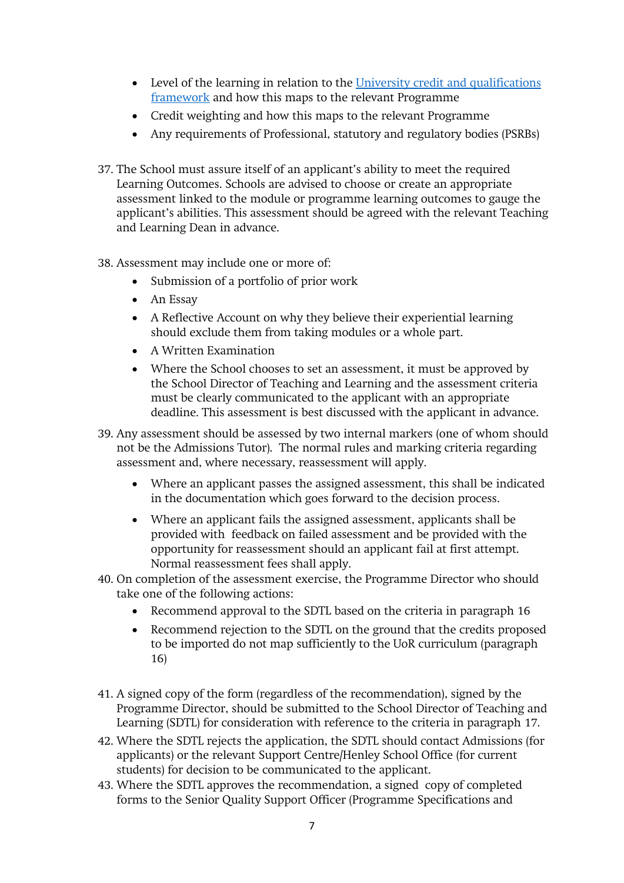- Level of the learning in relation to the [University credit and qualifications framework](#) and how this maps to the relevant Programme
- Credit weighting and how this maps to the relevant Programme
- Any requirements of Professional, statutory and regulatory bodies (PSRBs)

37. The School must assure itself of an applicant's ability to meet the required Learning Outcomes. Schools are advised to choose or create an appropriate assessment linked to the module or programme learning outcomes to gauge the applicant's abilities. This assessment should be agreed with the relevant Teaching and Learning Dean in advance.

38. Assessment may include one or more of:
    - Submission of a portfolio of prior work
    - An Essay
    - A Reflective Account on why they believe their experiential learning should exclude them from taking modules or a whole part.
    - A Written Examination
    - Where the School chooses to set an assessment, it must be approved by the School Director of Teaching and Learning and the assessment criteria must be clearly communicated to the applicant with an appropriate deadline. This assessment is best discussed with the applicant in advance.
39. Any assessment should be assessed by two internal markers (one of whom should not be the Admissions Tutor). The normal rules and marking criteria regarding assessment and, where necessary, reassessment will apply.
    - Where an applicant passes the assigned assessment, this shall be indicated in the documentation which goes forward to the decision process.
    - Where an applicant fails the assigned assessment, applicants shall be provided with feedback on failed assessment and be provided with the opportunity for reassessment should an applicant fail at first attempt. Normal reassessment fees shall apply.
40. On completion of the assessment exercise, the Programme Director who should take one of the following actions:
    - Recommend approval to the SDTL based on the criteria in paragraph 16
    - Recommend rejection to the SDTL on the ground that the credits proposed to be imported do not map sufficiently to the UoR curriculum (paragraph 16)

41. A signed copy of the form (regardless of the recommendation), signed by the Programme Director, should be submitted to the School Director of Teaching and Learning (SDTL) for consideration with reference to the criteria in paragraph 17.
42. Where the SDTL rejects the application, the SDTL should contact Admissions (for applicants) or the relevant Support Centre/Henley School Office (for current students) for decision to be communicated to the applicant.
43. Where the SDTL approves the recommendation, a signed copy of completed forms to the Senior Quality Support Officer (Programme Specifications and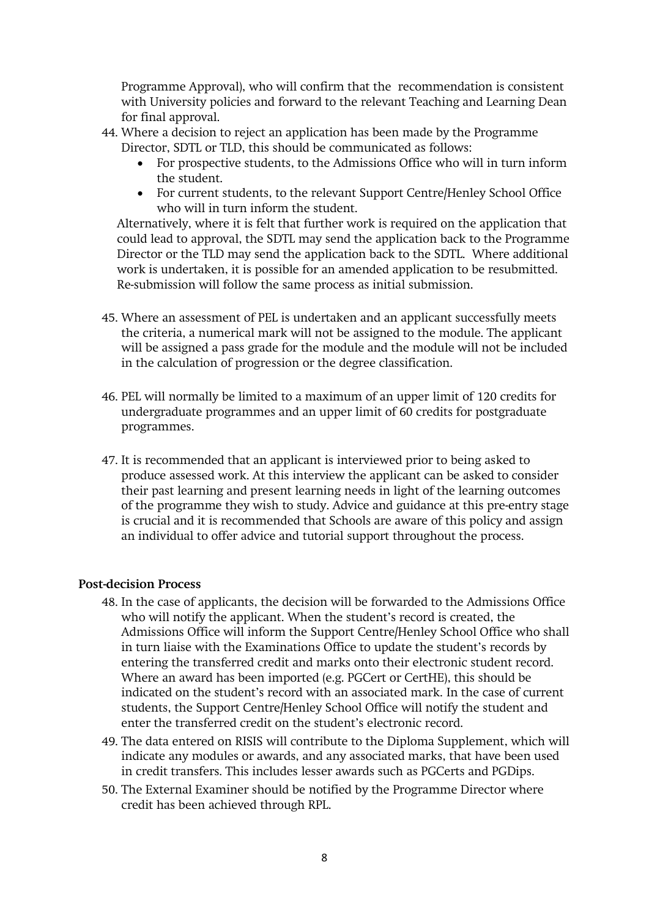Programme Approval), who will confirm that the recommendation is consistent with University policies and forward to the relevant Teaching and Learning Dean for final approval.

44. Where a decision to reject an application has been made by the Programme Director, SDTL or TLD, this should be communicated as follows:
    - For prospective students, to the Admissions Office who will in turn inform the student.
    - For current students, to the relevant Support Centre/Henley School Office who will in turn inform the student.

    Alternatively, where it is felt that further work is required on the application that could lead to approval, the SDTL may send the application back to the Programme Director or the TLD may send the application back to the SDTL. Where additional work is undertaken, it is possible for an amended application to be resubmitted. Re-submission will follow the same process as initial submission.

45. Where an assessment of PEL is undertaken and an applicant successfully meets the criteria, a numerical mark will not be assigned to the module. The applicant will be assigned a pass grade for the module and the module will not be included in the calculation of progression or the degree classification.

46. PEL will normally be limited to a maximum of an upper limit of 120 credits for undergraduate programmes and an upper limit of 60 credits for postgraduate programmes.

47. It is recommended that an applicant is interviewed prior to being asked to produce assessed work. At this interview the applicant can be asked to consider their past learning and present learning needs in light of the learning outcomes of the programme they wish to study. Advice and guidance at this pre-entry stage is crucial and it is recommended that Schools are aware of this policy and assign an individual to offer advice and tutorial support throughout the process.

**Post-decision Process**

48. In the case of applicants, the decision will be forwarded to the Admissions Office who will notify the applicant. When the student's record is created, the Admissions Office will inform the Support Centre/Henley School Office who shall in turn liaise with the Examinations Office to update the student's records by entering the transferred credit and marks onto their electronic student record. Where an award has been imported (e.g. PGCert or CertHE), this should be indicated on the student's record with an associated mark. In the case of current students, the Support Centre/Henley School Office will notify the student and enter the transferred credit on the student's electronic record.
49. The data entered on RISIS will contribute to the Diploma Supplement, which will indicate any modules or awards, and any associated marks, that have been used in credit transfers. This includes lesser awards such as PGCerts and PGDips.
50. The External Examiner should be notified by the Programme Director where credit has been achieved through RPL.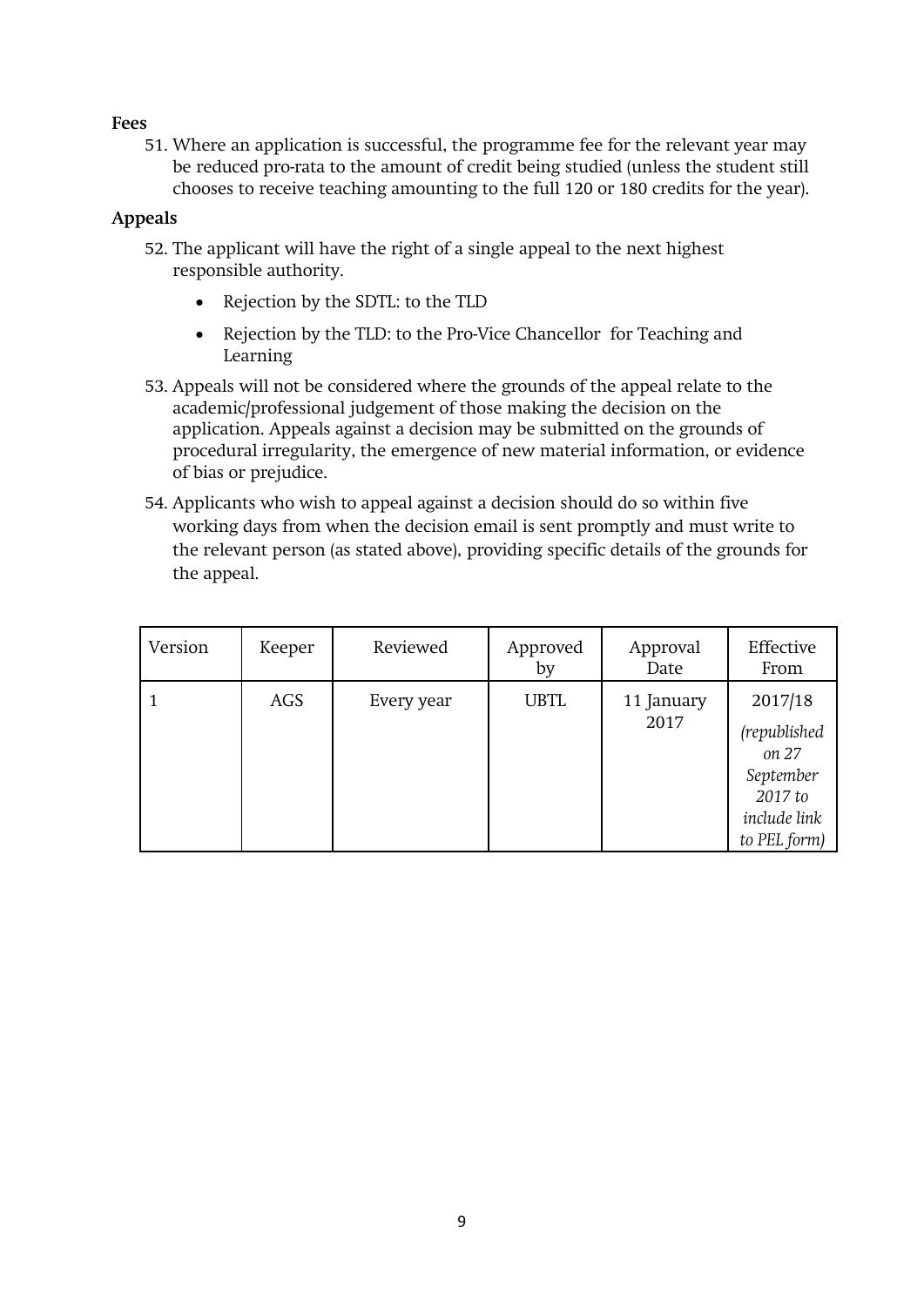**Fees**

51. Where an application is successful, the programme fee for the relevant year may be reduced pro-rata to the amount of credit being studied (unless the student still chooses to receive teaching amounting to the full 120 or 180 credits for the year).

**Appeals**

52. The applicant will have the right of a single appeal to the next highest responsible authority.
    - Rejection by the SDTL: to the TLD
    - Rejection by the TLD: to the Pro-Vice Chancellor for Teaching and Learning
53. Appeals will not be considered where the grounds of the appeal relate to the academic/professional judgement of those making the decision on the application. Appeals against a decision may be submitted on the grounds of procedural irregularity, the emergence of new material information, or evidence of bias or prejudice.
54. Applicants who wish to appeal against a decision should do so within five working days from when the decision email is sent promptly and must write to the relevant person (as stated above), providing specific details of the grounds for the appeal.

| Version | Keeper | Reviewed | Approved by | Approval Date | Effective From |
|---|---|---|---|---|---|
| 1 | AGS | Every year | UBTL | 11 January 2017 | 2017/18 *(republished on 27 September 2017 to include link to PEL form)* |